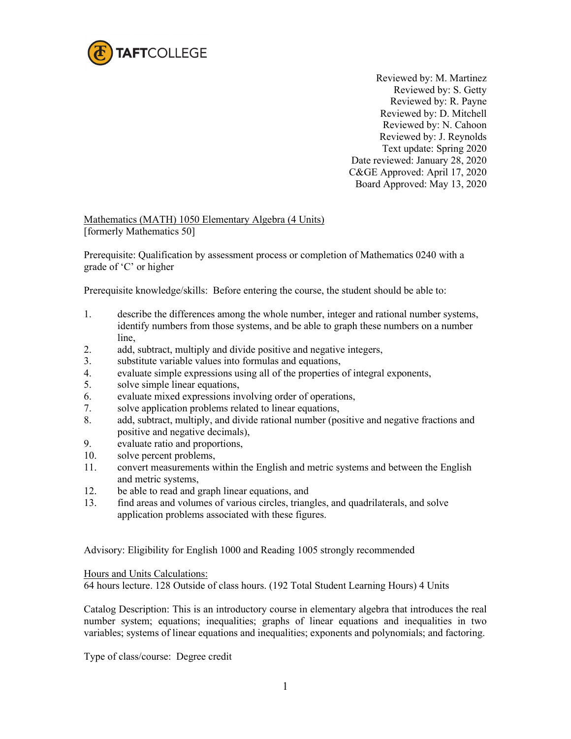TAFTCOLLEGE

Reviewed by: M. Martinez
Reviewed by: S. Getty
Reviewed by: R. Payne
Reviewed by: D. Mitchell
Reviewed by: N. Cahoon
Reviewed by: J. Reynolds
Text update: Spring 2020
Date reviewed: January 28, 2020
C&GE Approved: April 17, 2020
Board Approved: May 13, 2020

Mathematics (MATH) 1050 Elementary Algebra (4 Units)
[formerly Mathematics 50]

Prerequisite: Qualification by assessment process or completion of Mathematics 0240 with a grade of 'C' or higher

Prerequisite knowledge/skills: Before entering the course, the student should be able to:

1. describe the differences among the whole number, integer and rational number systems, identify numbers from those systems, and be able to graph these numbers on a number line,
2. add, subtract, multiply and divide positive and negative integers,
3. substitute variable values into formulas and equations,
4. evaluate simple expressions using all of the properties of integral exponents,
5. solve simple linear equations,
6. evaluate mixed expressions involving order of operations,
7. solve application problems related to linear equations,
8. add, subtract, multiply, and divide rational number (positive and negative fractions and positive and negative decimals),
9. evaluate ratio and proportions,
10. solve percent problems,
11. convert measurements within the English and metric systems and between the English and metric systems,
12. be able to read and graph linear equations, and
13. find areas and volumes of various circles, triangles, and quadrilaterals, and solve application problems associated with these figures.

Advisory: Eligibility for English 1000 and Reading 1005 strongly recommended

Hours and Units Calculations:
64 hours lecture. 128 Outside of class hours. (192 Total Student Learning Hours) 4 Units

Catalog Description: This is an introductory course in elementary algebra that introduces the real number system; equations; inequalities; graphs of linear equations and inequalities in two variables; systems of linear equations and inequalities; exponents and polynomials; and factoring.

Type of class/course: Degree credit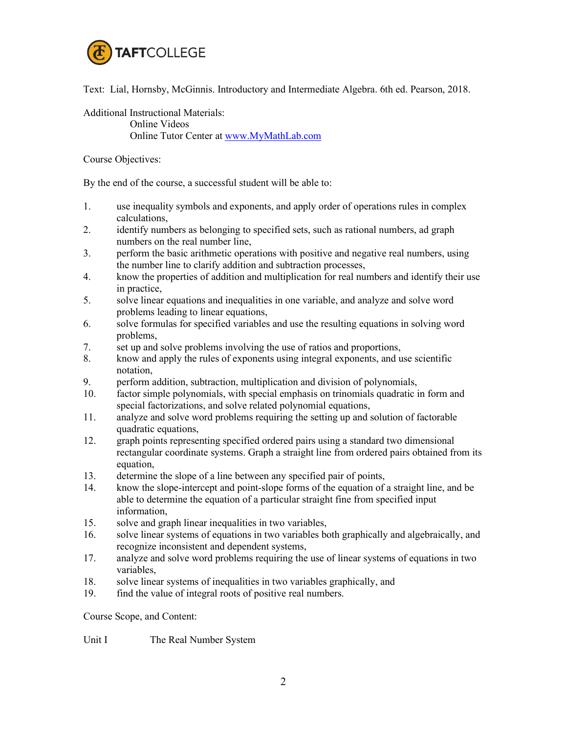Text: Lial, Hornsby, McGinnis. Introductory and Intermediate Algebra. 6th ed. Pearson, 2018.

Additional Instructional Materials:
 Online Videos
 Online Tutor Center at [www.MyMathLab.com](http://www.MyMathLab.com)

Course Objectives:

By the end of the course, a successful student will be able to:

1. use inequality symbols and exponents, and apply order of operations rules in complex calculations,
2. identify numbers as belonging to specified sets, such as rational numbers, ad graph numbers on the real number line,
3. perform the basic arithmetic operations with positive and negative real numbers, using the number line to clarify addition and subtraction processes,
4. know the properties of addition and multiplication for real numbers and identify their use in practice,
5. solve linear equations and inequalities in one variable, and analyze and solve word problems leading to linear equations,
6. solve formulas for specified variables and use the resulting equations in solving word problems,
7. set up and solve problems involving the use of ratios and proportions,
8. know and apply the rules of exponents using integral exponents, and use scientific notation,
9. perform addition, subtraction, multiplication and division of polynomials,
10. factor simple polynomials, with special emphasis on trinomials quadratic in form and special factorizations, and solve related polynomial equations,
11. analyze and solve word problems requiring the setting up and solution of factorable quadratic equations,
12. graph points representing specified ordered pairs using a standard two dimensional rectangular coordinate systems. Graph a straight line from ordered pairs obtained from its equation,
13. determine the slope of a line between any specified pair of points,
14. know the slope-intercept and point-slope forms of the equation of a straight line, and be able to determine the equation of a particular straight fine from specified input information,
15. solve and graph linear inequalities in two variables,
16. solve linear systems of equations in two variables both graphically and algebraically, and recognize inconsistent and dependent systems,
17. analyze and solve word problems requiring the use of linear systems of equations in two variables,
18. solve linear systems of inequalities in two variables graphically, and
19. find the value of integral roots of positive real numbers.

Course Scope, and Content:

Unit I The Real Number System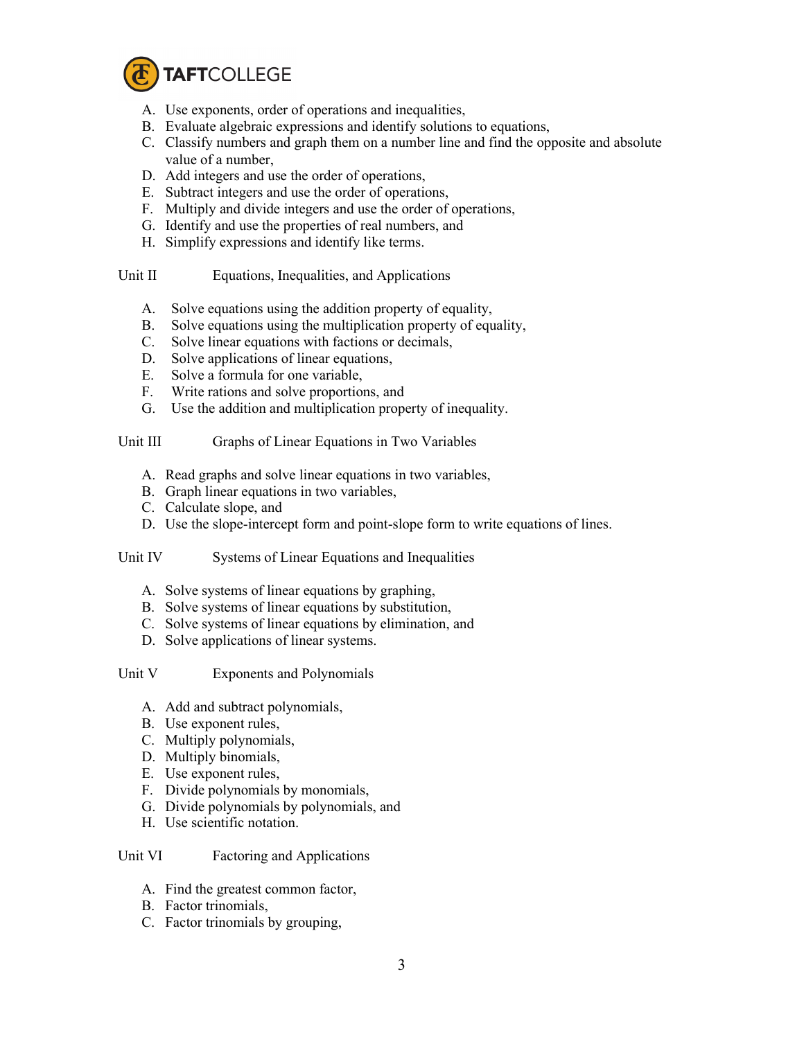A. Use exponents, order of operations and inequalities,
B. Evaluate algebraic expressions and identify solutions to equations,
C. Classify numbers and graph them on a number line and find the opposite and absolute value of a number,
D. Add integers and use the order of operations,
E. Subtract integers and use the order of operations,
F. Multiply and divide integers and use the order of operations,
G. Identify and use the properties of real numbers, and
H. Simplify expressions and identify like terms.

Unit II Equations, Inequalities, and Applications

A. Solve equations using the addition property of equality,
B. Solve equations using the multiplication property of equality,
C. Solve linear equations with factions or decimals,
D. Solve applications of linear equations,
E. Solve a formula for one variable,
F. Write rations and solve proportions, and
G. Use the addition and multiplication property of inequality.

Unit III Graphs of Linear Equations in Two Variables

A. Read graphs and solve linear equations in two variables,
B. Graph linear equations in two variables,
C. Calculate slope, and
D. Use the slope-intercept form and point-slope form to write equations of lines.

Unit IV Systems of Linear Equations and Inequalities

A. Solve systems of linear equations by graphing,
B. Solve systems of linear equations by substitution,
C. Solve systems of linear equations by elimination, and
D. Solve applications of linear systems.

Unit V Exponents and Polynomials

A. Add and subtract polynomials,
B. Use exponent rules,
C. Multiply polynomials,
D. Multiply binomials,
E. Use exponent rules,
F. Divide polynomials by monomials,
G. Divide polynomials by polynomials, and
H. Use scientific notation.

Unit VI Factoring and Applications

A. Find the greatest common factor,
B. Factor trinomials,
C. Factor trinomials by grouping,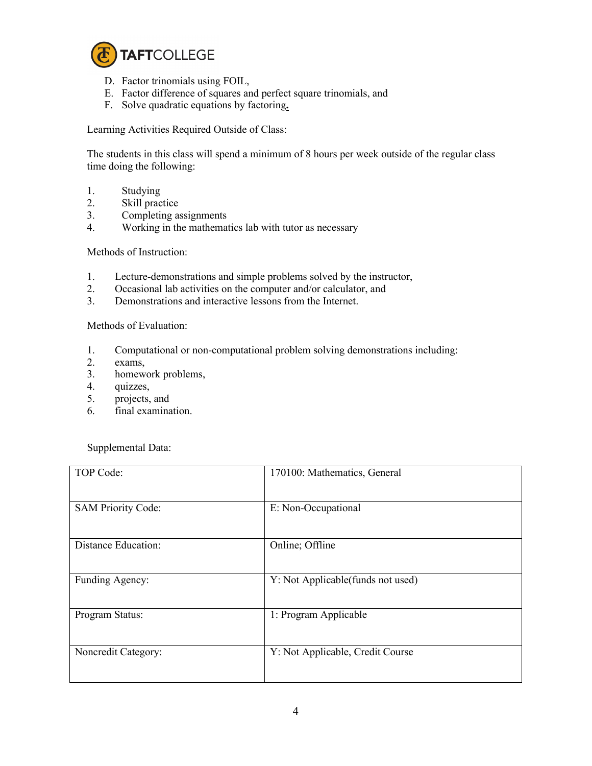D. Factor trinomials using FOIL,
E. Factor difference of squares and perfect square trinomials, and
F. Solve quadratic equations by factoring.

Learning Activities Required Outside of Class:

The students in this class will spend a minimum of 8 hours per week outside of the regular class time doing the following:

1. Studying
2. Skill practice
3. Completing assignments
4. Working in the mathematics lab with tutor as necessary

Methods of Instruction:

1. Lecture-demonstrations and simple problems solved by the instructor,
2. Occasional lab activities on the computer and/or calculator, and
3. Demonstrations and interactive lessons from the Internet.

Methods of Evaluation:

1. Computational or non-computational problem solving demonstrations including:
2. exams,
3. homework problems,
4. quizzes,
5. projects, and
6. final examination.

Supplemental Data:

| | |
|---|---|
| TOP Code: | 170100: Mathematics, General |
| SAM Priority Code: | E: Non-Occupational |
| Distance Education: | Online; Offline |
| Funding Agency: | Y: Not Applicable(funds not used) |
| Program Status: | 1: Program Applicable |
| Noncredit Category: | Y: Not Applicable, Credit Course |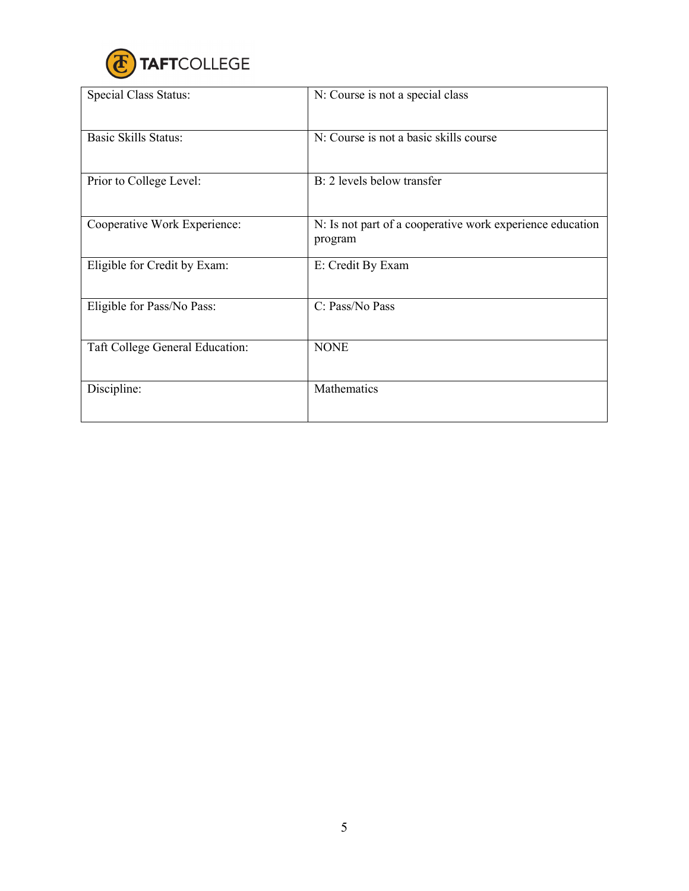| | |
|---|---|
| Special Class Status: | N: Course is not a special class |
| Basic Skills Status: | N: Course is not a basic skills course |
| Prior to College Level: | B: 2 levels below transfer |
| Cooperative Work Experience: | N: Is not part of a cooperative work experience education program |
| Eligible for Credit by Exam: | E: Credit By Exam |
| Eligible for Pass/No Pass: | C: Pass/No Pass |
| Taft College General Education: | NONE |
| Discipline: | Mathematics |